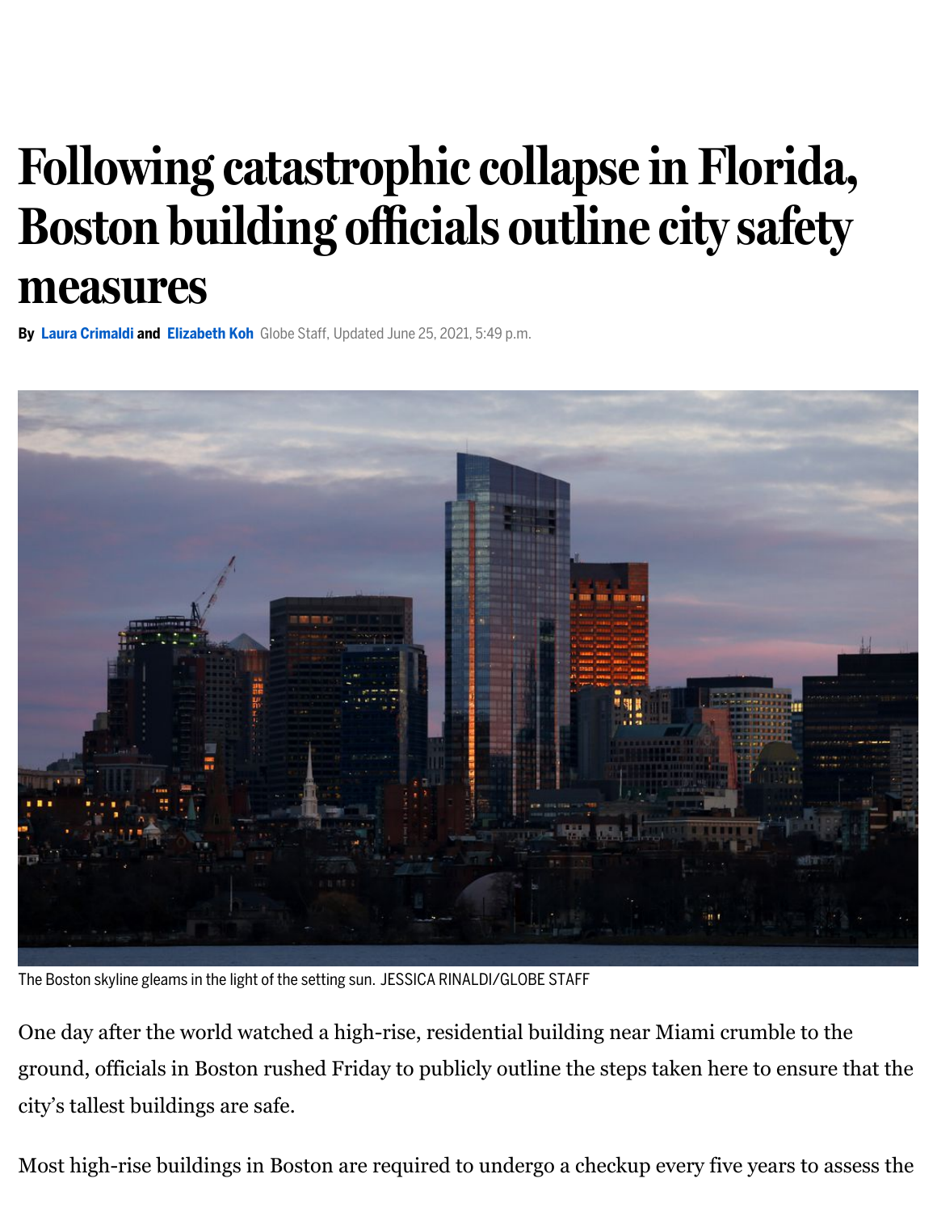# Following catastrophic collapse in Florida, Boston building officials outline city safety measures

By Laura Crimaldi and Elizabeth Koh Globe Staff, Updated June 25, 2021, 5:49 p.m.

The Boston skyline gleams in the light of the setting sun. JESSICA RINALDI/GLOBE STAFF

One day after the world watched a high-rise, residential building near Miami crumble to the ground, officials in Boston rushed Friday to publicly outline the steps taken here to ensure that the city's tallest buildings are safe.

Most high-rise buildings in Boston are required to undergo a checkup every five years to assess the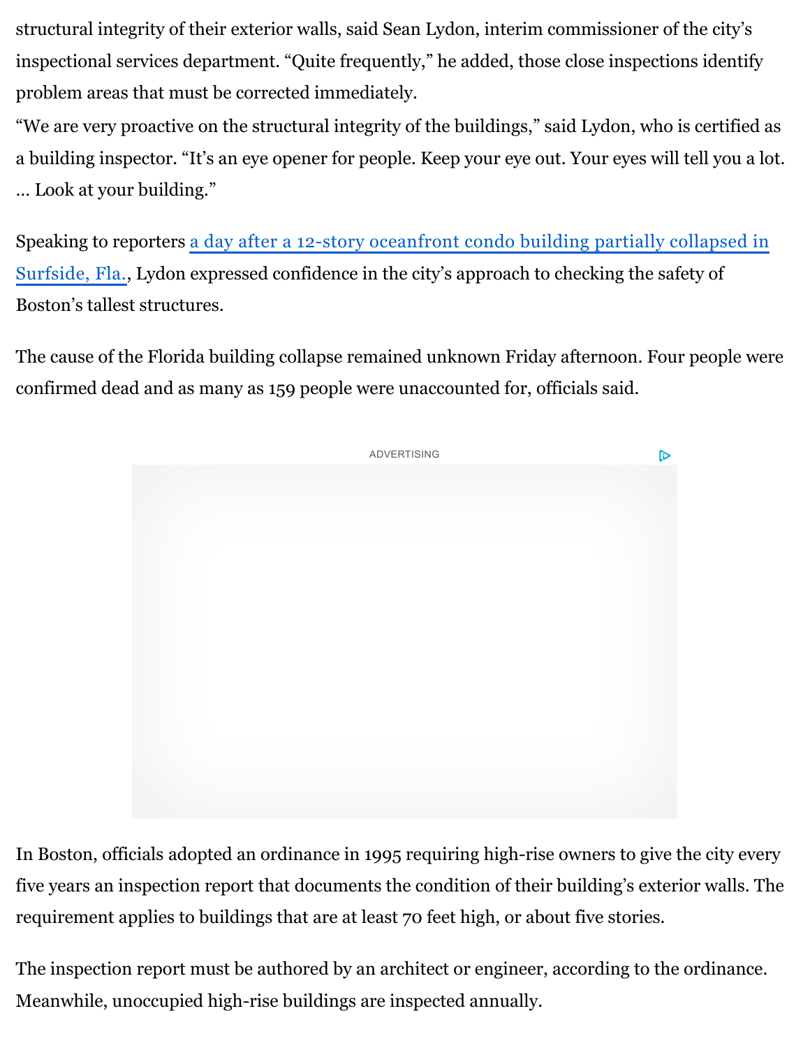structural integrity of their exterior walls, said Sean Lydon, interim commissioner of the city's inspectional services department. "Quite frequently," he added, those close inspections identify problem areas that must be corrected immediately.

"We are very proactive on the structural integrity of the buildings," said Lydon, who is certified as a building inspector. "It's an eye opener for people. Keep your eye out. Your eyes will tell you a lot. ... Look at your building."

Speaking to reporters a day after a 12-story oceanfront condo building partially collapsed in Surfside, Fla., Lydon expressed confidence in the city's approach to checking the safety of Boston's tallest structures.

The cause of the Florida building collapse remained unknown Friday afternoon. Four people were confirmed dead and as many as 159 people were unaccounted for, officials said.

In Boston, officials adopted an ordinance in 1995 requiring high-rise owners to give the city every five years an inspection report that documents the condition of their building's exterior walls. The requirement applies to buildings that are at least 70 feet high, or about five stories.

The inspection report must be authored by an architect or engineer, according to the ordinance. Meanwhile, unoccupied high-rise buildings are inspected annually.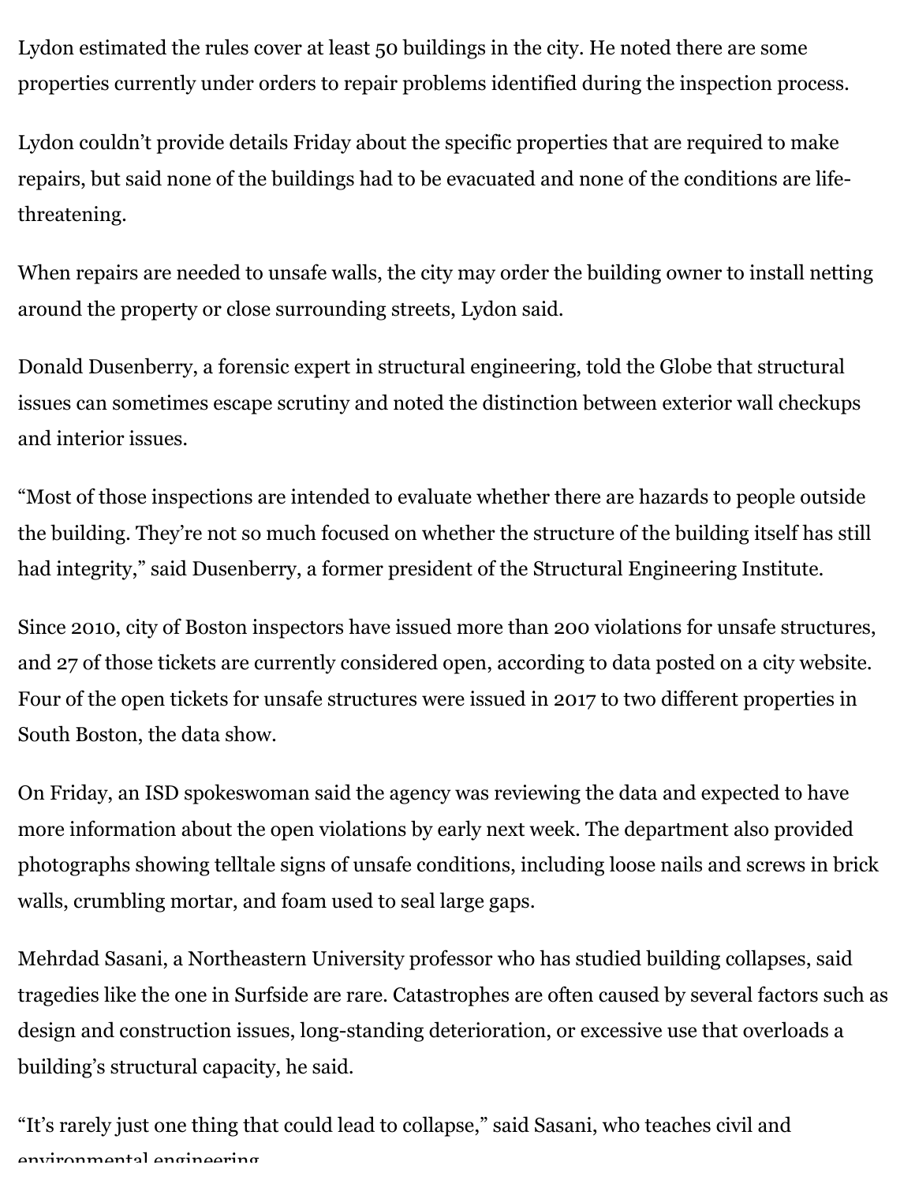Lydon estimated the rules cover at least 50 buildings in the city. He noted there are some properties currently under orders to repair problems identified during the inspection process.

Lydon couldn't provide details Friday about the specific properties that are required to make repairs, but said none of the buildings had to be evacuated and none of the conditions are life-threatening.

When repairs are needed to unsafe walls, the city may order the building owner to install netting around the property or close surrounding streets, Lydon said.

Donald Dusenberry, a forensic expert in structural engineering, told the Globe that structural issues can sometimes escape scrutiny and noted the distinction between exterior wall checkups and interior issues.

"Most of those inspections are intended to evaluate whether there are hazards to people outside the building. They're not so much focused on whether the structure of the building itself has still had integrity," said Dusenberry, a former president of the Structural Engineering Institute.

Since 2010, city of Boston inspectors have issued more than 200 violations for unsafe structures, and 27 of those tickets are currently considered open, according to data posted on a city website. Four of the open tickets for unsafe structures were issued in 2017 to two different properties in South Boston, the data show.

On Friday, an ISD spokeswoman said the agency was reviewing the data and expected to have more information about the open violations by early next week. The department also provided photographs showing telltale signs of unsafe conditions, including loose nails and screws in brick walls, crumbling mortar, and foam used to seal large gaps.

Mehrdad Sasani, a Northeastern University professor who has studied building collapses, said tragedies like the one in Surfside are rare. Catastrophes are often caused by several factors such as design and construction issues, long-standing deterioration, or excessive use that overloads a building's structural capacity, he said.

"It's rarely just one thing that could lead to collapse," said Sasani, who teaches civil and environmental engineering.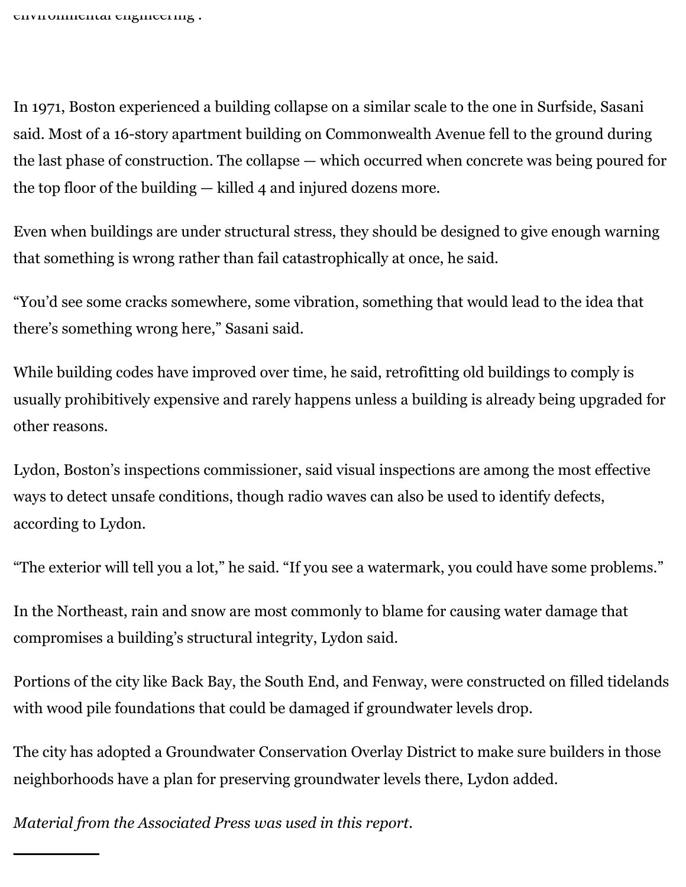environmental engineering".

In 1971, Boston experienced a building collapse on a similar scale to the one in Surfside, Sasani said. Most of a 16-story apartment building on Commonwealth Avenue fell to the ground during the last phase of construction. The collapse — which occurred when concrete was being poured for the top floor of the building — killed 4 and injured dozens more.

Even when buildings are under structural stress, they should be designed to give enough warning that something is wrong rather than fail catastrophically at once, he said.

"You'd see some cracks somewhere, some vibration, something that would lead to the idea that there's something wrong here," Sasani said.

While building codes have improved over time, he said, retrofitting old buildings to comply is usually prohibitively expensive and rarely happens unless a building is already being upgraded for other reasons.

Lydon, Boston's inspections commissioner, said visual inspections are among the most effective ways to detect unsafe conditions, though radio waves can also be used to identify defects, according to Lydon.

"The exterior will tell you a lot," he said. "If you see a watermark, you could have some problems."

In the Northeast, rain and snow are most commonly to blame for causing water damage that compromises a building's structural integrity, Lydon said.

Portions of the city like Back Bay, the South End, and Fenway, were constructed on filled tidelands with wood pile foundations that could be damaged if groundwater levels drop.

The city has adopted a Groundwater Conservation Overlay District to make sure builders in those neighborhoods have a plan for preserving groundwater levels there, Lydon added.

*Material from the Associated Press was used in this report.*

---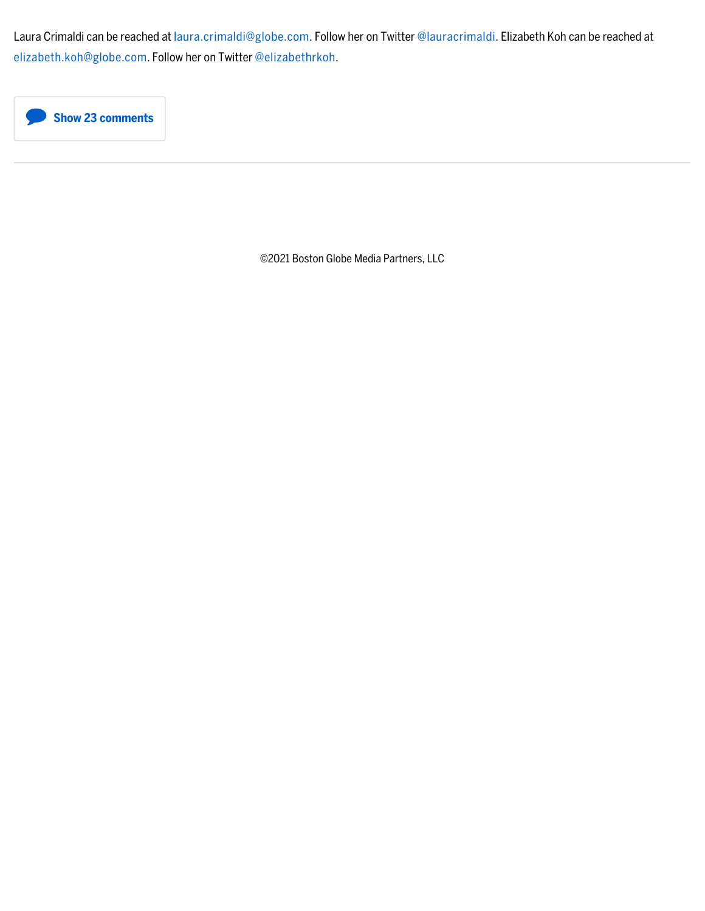Laura Crimaldi can be reached at laura.crimaldi@globe.com. Follow her on Twitter @lauracrimaldi. Elizabeth Koh can be reached at elizabeth.koh@globe.com. Follow her on Twitter @elizabethrkoh.

Show 23 comments

©2021 Boston Globe Media Partners, LLC